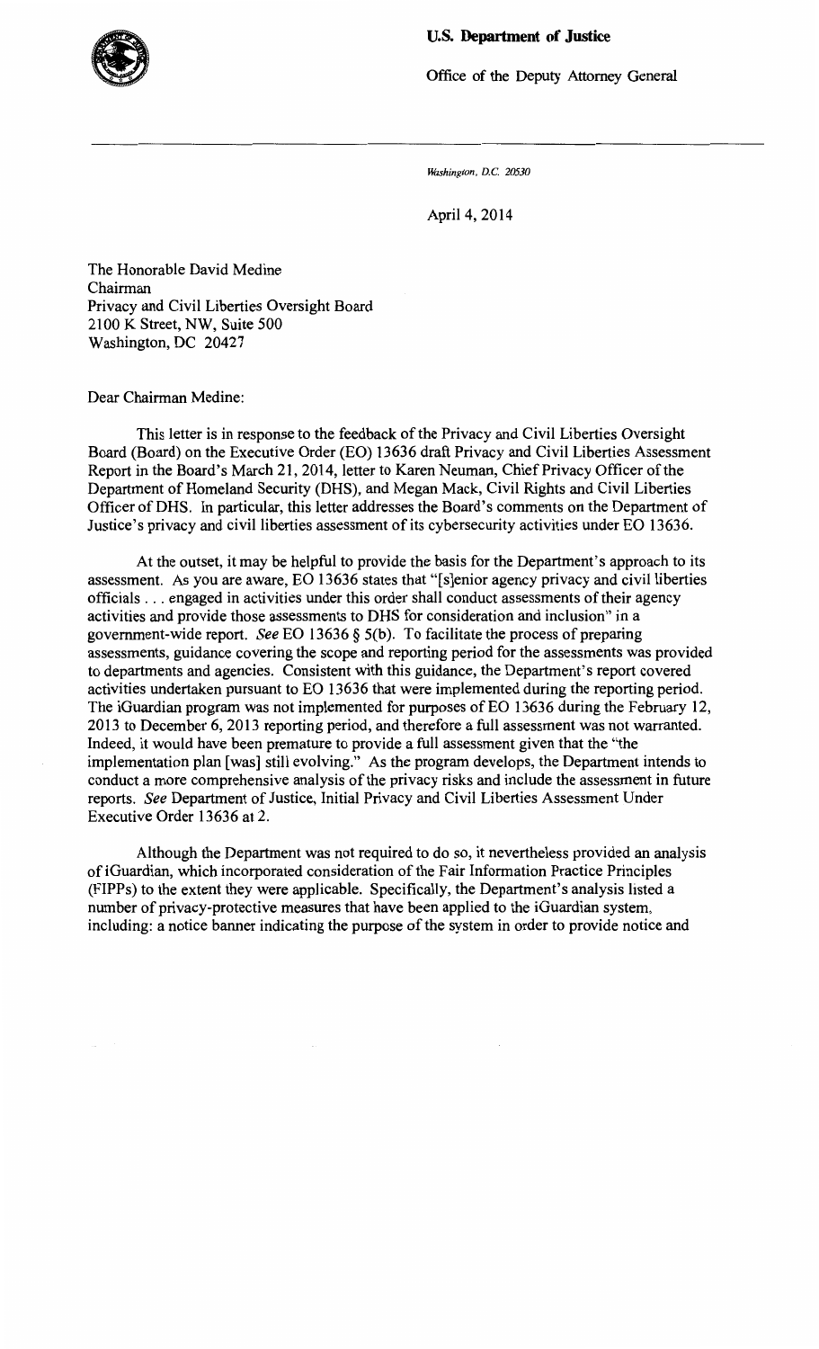**U.S. Department of Justice**

Office of the Deputy Attorney General

*Washington, D.C. 20530*

April 4, 2014

The Honorable David Medine
Chairman
Privacy and Civil Liberties Oversight Board
2100 K Street, NW, Suite 500
Washington, DC 20427

Dear Chairman Medine:

This letter is in response to the feedback of the Privacy and Civil Liberties Oversight Board (Board) on the Executive Order (EO) 13636 draft Privacy and Civil Liberties Assessment Report in the Board's March 21, 2014, letter to Karen Neuman, Chief Privacy Officer of the Department of Homeland Security (DHS), and Megan Mack, Civil Rights and Civil Liberties Officer of DHS. In particular, this letter addresses the Board's comments on the Department of Justice's privacy and civil liberties assessment of its cybersecurity activities under EO 13636.

At the outset, it may be helpful to provide the basis for the Department's approach to its assessment. As you are aware, EO 13636 states that "[s]enior agency privacy and civil liberties officials . . . engaged in activities under this order shall conduct assessments of their agency activities and provide those assessments to DHS for consideration and inclusion" in a government-wide report. *See* EO 13636 § 5(b). To facilitate the process of preparing assessments, guidance covering the scope and reporting period for the assessments was provided to departments and agencies. Consistent with this guidance, the Department's report covered activities undertaken pursuant to EO 13636 that were implemented during the reporting period. The iGuardian program was not implemented for purposes of EO 13636 during the February 12, 2013 to December 6, 2013 reporting period, and therefore a full assessment was not warranted. Indeed, it would have been premature to provide a full assessment given that the "the implementation plan [was] still evolving." As the program develops, the Department intends to conduct a more comprehensive analysis of the privacy risks and include the assessment in future reports. *See* Department of Justice, Initial Privacy and Civil Liberties Assessment Under Executive Order 13636 at 2.

Although the Department was not required to do so, it nevertheless provided an analysis of iGuardian, which incorporated consideration of the Fair Information Practice Principles (FIPPs) to the extent they were applicable. Specifically, the Department's analysis listed a number of privacy-protective measures that have been applied to the iGuardian system, including: a notice banner indicating the purpose of the system in order to provide notice and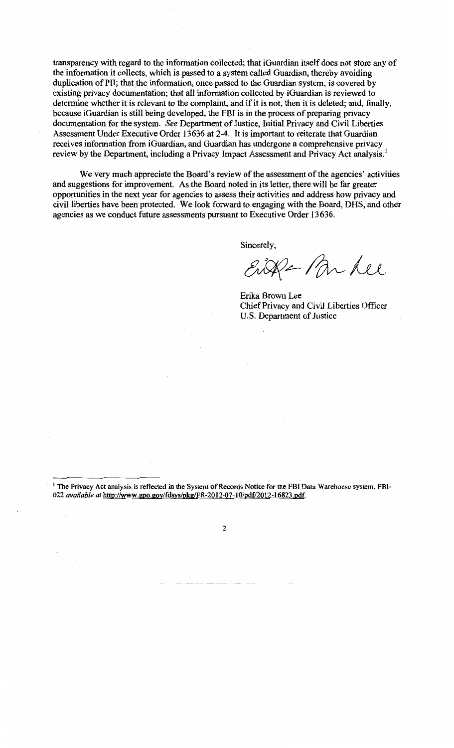transparency with regard to the information collected; that iGuardian itself does not store any of the information it collects, which is passed to a system called Guardian, thereby avoiding duplication of PII; that the information, once passed to the Guardian system, is covered by existing privacy documentation; that all information collected by iGuardian is reviewed to determine whether it is relevant to the complaint, and if it is not, then it is deleted; and, finally, because iGuardian is still being developed, the FBI is in the process of preparing privacy documentation for the system. *See* Department of Justice, Initial Privacy and Civil Liberties Assessment Under Executive Order 13636 at 2-4. It is important to reiterate that Guardian receives information from iGuardian, and Guardian has undergone a comprehensive privacy review by the Department, including a Privacy Impact Assessment and Privacy Act analysis.[1]

We very much appreciate the Board's review of the assessment of the agencies' activities and suggestions for improvement. As the Board noted in its letter, there will be far greater opportunities in the next year for agencies to assess their activities and address how privacy and civil liberties have been protected. We look forward to engaging with the Board, DHS, and other agencies as we conduct future assessments pursuant to Executive Order 13636.

Sincerely,

Erika Brown Lee
Chief Privacy and Civil Liberties Officer
U.S. Department of Justice

---

[1] The Privacy Act analysis is reflected in the System of Records Notice for the FBI Data Warehouse system, FBI-022 *available at* http://www.gpo.gov/fdsys/pkg/FR-2012-07-10/pdf/2012-16823.pdf.